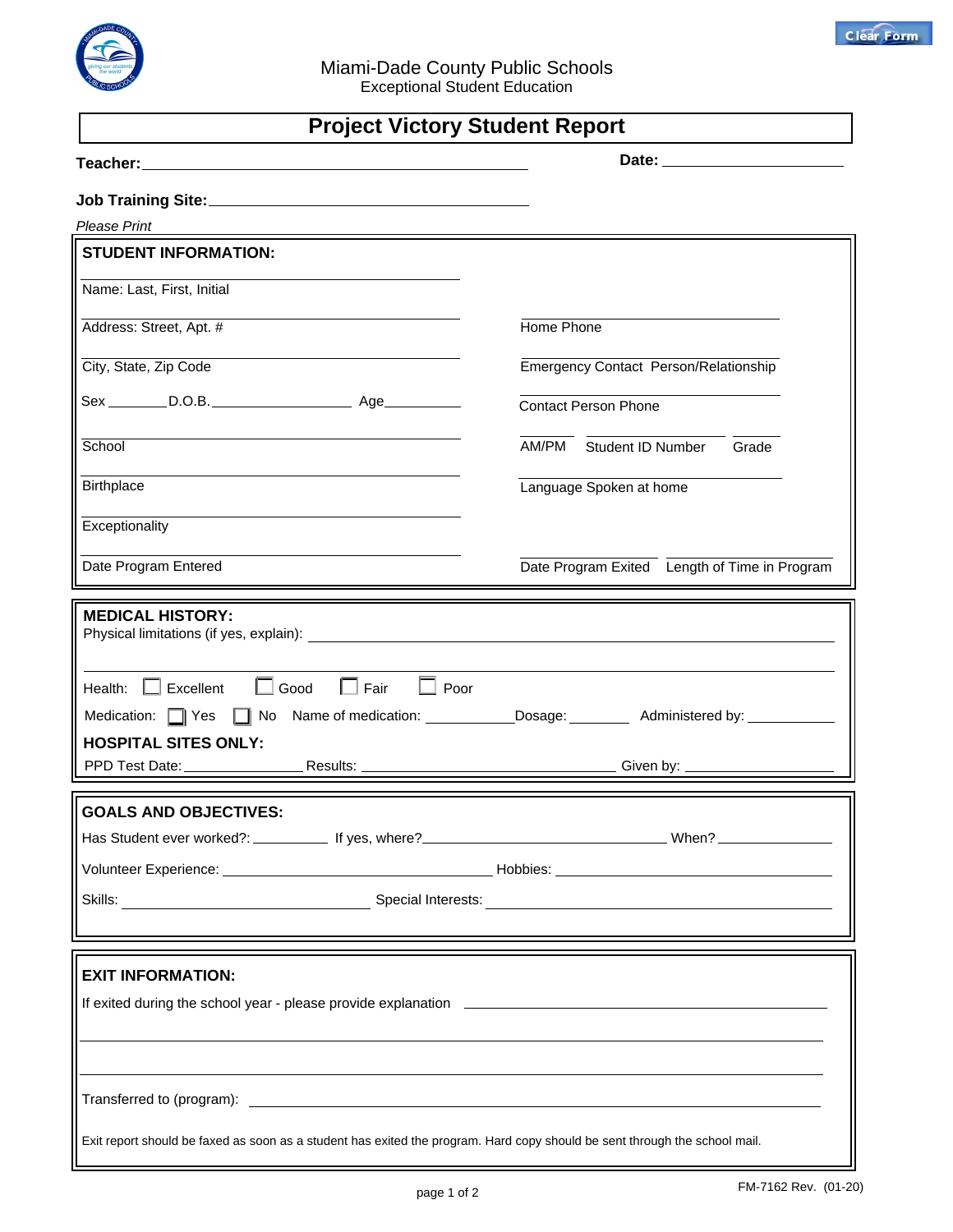Miami-Dade County Public Schools
Exceptional Student Education

# Project Victory Student Report

**Teacher:** ______________________________ **Date:** ______________

**Job Training Site:** ______________________________

*Please Print*

## STUDENT INFORMATION:

Name: Last, First, Initial

Address: Street, Apt. # | Home Phone

City, State, Zip Code | Emergency Contact Person/Relationship

Sex ______ D.O.B. ______________ Age ________ | Contact Person Phone

School | AM/PM | Student ID Number | Grade

Birthplace | Language Spoken at home

Exceptionality

Date Program Entered | Date Program Exited | Length of Time in Program

## MEDICAL HISTORY:

Physical limitations (if yes, explain): ______________________________

Health: ☐ Excellent ☐ Good ☐ Fair ☐ Poor

Medication: ☐ Yes ☐ No Name of medication: __________ Dosage: ________ Administered by: __________

**HOSPITAL SITES ONLY:**

PPD Test Date: ____________ Results: ____________________ Given by: ______________

## GOALS AND OBJECTIVES:

Has Student ever worked?: ________ If yes, where? ____________________ When? __________

Volunteer Experience: ____________________ Hobbies: ____________________

Skills: ____________________ Special Interests: ____________________

## EXIT INFORMATION:

If exited during the school year - please provide explanation ______________________________

Transferred to (program): ______________________________

Exit report should be faxed as soon as a student has exited the program. Hard copy should be sent through the school mail.

FM-7162 Rev. (01-20)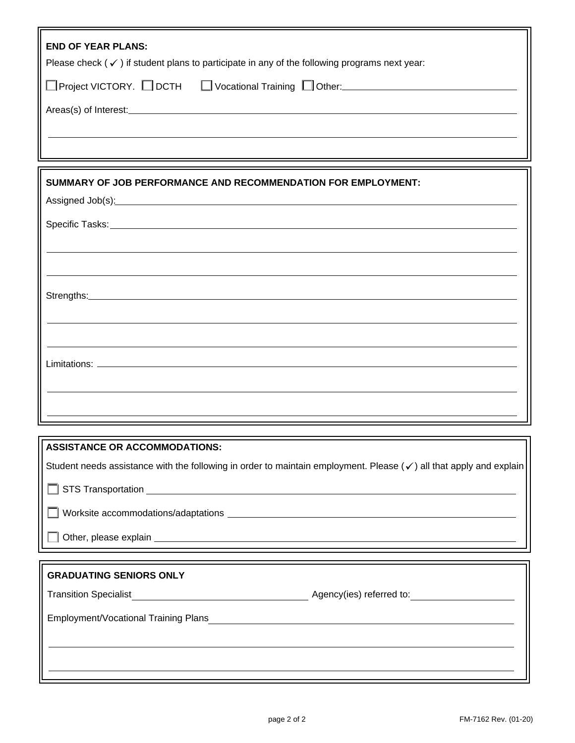**END OF YEAR PLANS:**

Please check ( ✓ ) if student plans to participate in any of the following programs next year:

☐ Project VICTORY. ☐ DCTH ☐ Vocational Training ☐ Other:\_\_\_\_\_\_\_\_\_\_\_\_\_\_\_\_\_\_\_\_

Areas(s) of Interest:\_\_\_\_\_\_\_\_\_\_\_\_\_\_\_\_\_\_\_\_

**SUMMARY OF JOB PERFORMANCE AND RECOMMENDATION FOR EMPLOYMENT:**

Assigned Job(s):\_\_\_\_\_\_\_\_\_\_\_\_\_\_\_\_\_\_\_\_

Specific Tasks:\_\_\_\_\_\_\_\_\_\_\_\_\_\_\_\_\_\_\_\_

Strengths:\_\_\_\_\_\_\_\_\_\_\_\_\_\_\_\_\_\_\_\_

Limitations:\_\_\_\_\_\_\_\_\_\_\_\_\_\_\_\_\_\_\_\_

**ASSISTANCE OR ACCOMMODATIONS:**

Student needs assistance with the following in order to maintain employment. Please (✓) all that apply and explain

☐ STS Transportation \_\_\_\_\_\_\_\_\_\_\_\_\_\_\_\_\_\_\_\_

☐ Worksite accommodations/adaptations \_\_\_\_\_\_\_\_\_\_\_\_\_\_\_\_\_\_\_\_

☐ Other, please explain \_\_\_\_\_\_\_\_\_\_\_\_\_\_\_\_\_\_\_\_

**GRADUATING SENIORS ONLY**

Transition Specialist\_\_\_\_\_\_\_\_\_\_\_\_\_\_\_\_\_\_\_\_ Agency(ies) referred to:\_\_\_\_\_\_\_\_\_\_\_\_\_\_\_\_\_\_\_\_

Employment/Vocational Training Plans\_\_\_\_\_\_\_\_\_\_\_\_\_\_\_\_\_\_\_\_

FM-7162 Rev. (01-20)